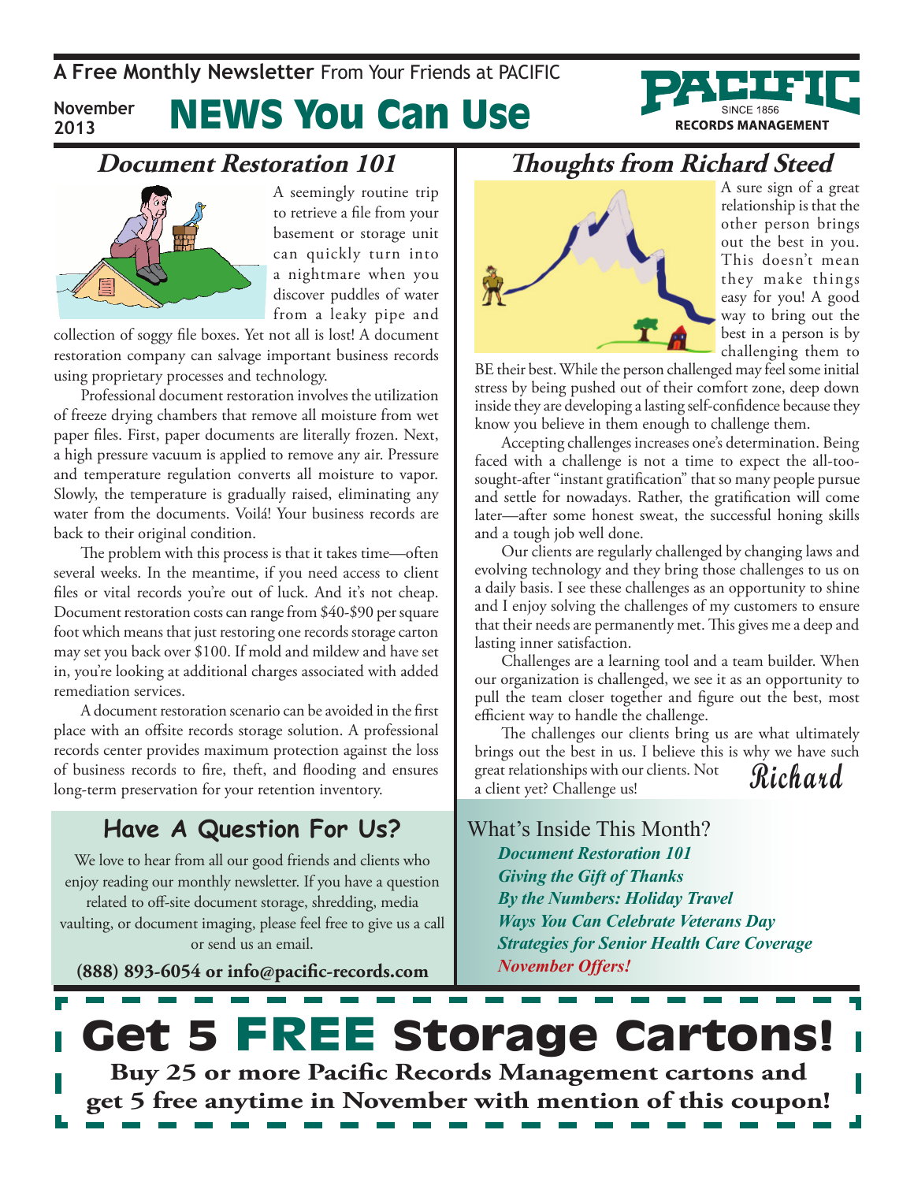A Free Monthly Newsletter From Your Friends at PACIFIC

November 2013

# NEWS You Can Use

PACIFIC SINCE 1856 RECORDS MANAGEMENT

## Document Restoration 101

A seemingly routine trip to retrieve a file from your basement or storage unit can quickly turn into a nightmare when you discover puddles of water from a leaky pipe and collection of soggy file boxes. Yet not all is lost! A document restoration company can salvage important business records using proprietary processes and technology.

Professional document restoration involves the utilization of freeze drying chambers that remove all moisture from wet paper files. First, paper documents are literally frozen. Next, a high pressure vacuum is applied to remove any air. Pressure and temperature regulation converts all moisture to vapor. Slowly, the temperature is gradually raised, eliminating any water from the documents. Voilá! Your business records are back to their original condition.

The problem with this process is that it takes time—often several weeks. In the meantime, if you need access to client files or vital records you're out of luck. And it's not cheap. Document restoration costs can range from $40-$90 per square foot which means that just restoring one records storage carton may set you back over $100. If mold and mildew and have set in, you're looking at additional charges associated with added remediation services.

A document restoration scenario can be avoided in the first place with an offsite records storage solution. A professional records center provides maximum protection against the loss of business records to fire, theft, and flooding and ensures long-term preservation for your retention inventory.

## Thoughts from Richard Steed

A sure sign of a great relationship is that the other person brings out the best in you. This doesn't mean they make things easy for you! A good way to bring out the best in a person is by challenging them to BE their best. While the person challenged may feel some initial stress by being pushed out of their comfort zone, deep down inside they are developing a lasting self-confidence because they know you believe in them enough to challenge them.

Accepting challenges increases one's determination. Being faced with a challenge is not a time to expect the all-too-sought-after "instant gratification" that so many people pursue and settle for nowadays. Rather, the gratification will come later—after some honest sweat, the successful honing skills and a tough job well done.

Our clients are regularly challenged by changing laws and evolving technology and they bring those challenges to us on a daily basis. I see these challenges as an opportunity to shine and I enjoy solving the challenges of my customers to ensure that their needs are permanently met. This gives me a deep and lasting inner satisfaction.

Challenges are a learning tool and a team builder. When our organization is challenged, we see it as an opportunity to pull the team closer together and figure out the best, most efficient way to handle the challenge.

The challenges our clients bring us are what ultimately brings out the best in us. I believe this is why we have such great relationships with our clients. Not a client yet? Challenge us!

*Richard*

## Have A Question For Us?

We love to hear from all our good friends and clients who enjoy reading our monthly newsletter. If you have a question related to off-site document storage, shredding, media vaulting, or document imaging, please feel free to give us a call or send us an email.

**(888) 893-6054 or info@pacific-records.com**

What's Inside This Month?

- ***Document Restoration 101***
- ***Giving the Gift of Thanks***
- ***By the Numbers: Holiday Travel***
- ***Ways You Can Celebrate Veterans Day***
- ***Strategies for Senior Health Care Coverage***
- ***November Offers!***

# Get 5 FREE Storage Cartons!

**Buy 25 or more Pacific Records Management cartons and get 5 free anytime in November with mention of this coupon!**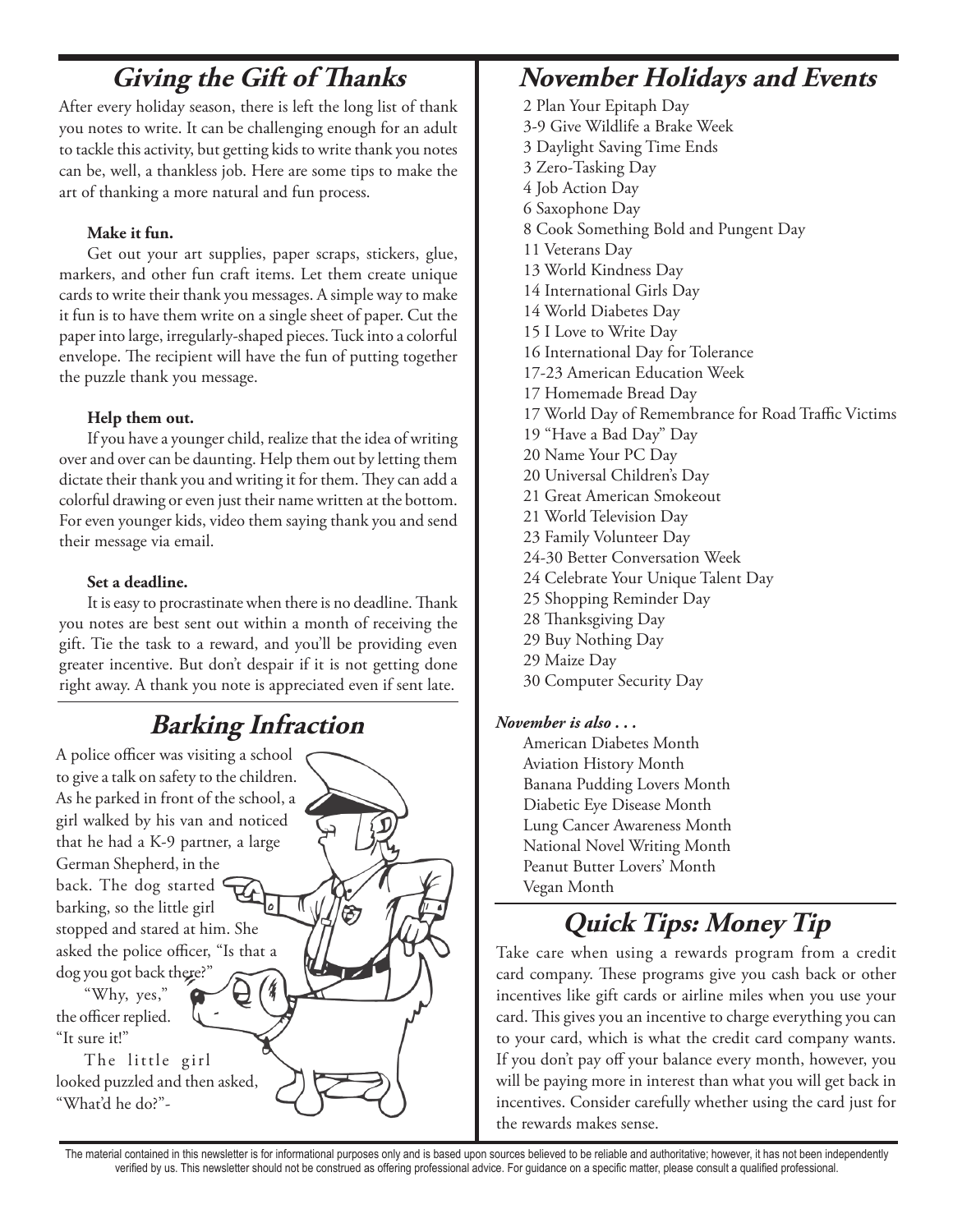## *Giving the Gift of Thanks*

After every holiday season, there is left the long list of thank you notes to write. It can be challenging enough for an adult to tackle this activity, but getting kids to write thank you notes can be, well, a thankless job. Here are some tips to make the art of thanking a more natural and fun process.

**Make it fun.**

Get out your art supplies, paper scraps, stickers, glue, markers, and other fun craft items. Let them create unique cards to write their thank you messages. A simple way to make it fun is to have them write on a single sheet of paper. Cut the paper into large, irregularly-shaped pieces. Tuck into a colorful envelope. The recipient will have the fun of putting together the puzzle thank you message.

**Help them out.**

If you have a younger child, realize that the idea of writing over and over can be daunting. Help them out by letting them dictate their thank you and writing it for them. They can add a colorful drawing or even just their name written at the bottom. For even younger kids, video them saying thank you and send their message via email.

**Set a deadline.**

It is easy to procrastinate when there is no deadline. Thank you notes are best sent out within a month of receiving the gift. Tie the task to a reward, and you'll be providing even greater incentive. But don't despair if it is not getting done right away. A thank you note is appreciated even if sent late.

## *Barking Infraction*

A police officer was visiting a school to give a talk on safety to the children. As he parked in front of the school, a girl walked by his van and noticed that he had a K-9 partner, a large German Shepherd, in the back. The dog started barking, so the little girl stopped and stared at him. She asked the police officer, "Is that a dog you got back there?"

"Why, yes," the officer replied. "It sure it!"

The little girl looked puzzled and then asked, "What'd he do?"-

## *November Holidays and Events*

2 Plan Your Epitaph Day
3-9 Give Wildlife a Brake Week
3 Daylight Saving Time Ends
3 Zero-Tasking Day
4 Job Action Day
6 Saxophone Day
8 Cook Something Bold and Pungent Day
11 Veterans Day
13 World Kindness Day
14 International Girls Day
14 World Diabetes Day
15 I Love to Write Day
16 International Day for Tolerance
17-23 American Education Week
17 Homemade Bread Day
17 World Day of Remembrance for Road Traffic Victims
19 "Have a Bad Day" Day
20 Name Your PC Day
20 Universal Children's Day
21 Great American Smokeout
21 World Television Day
23 Family Volunteer Day
24-30 Better Conversation Week
24 Celebrate Your Unique Talent Day
25 Shopping Reminder Day
28 Thanksgiving Day
29 Buy Nothing Day
29 Maize Day
30 Computer Security Day

***November is also . . .***

American Diabetes Month
Aviation History Month
Banana Pudding Lovers Month
Diabetic Eye Disease Month
Lung Cancer Awareness Month
National Novel Writing Month
Peanut Butter Lovers' Month
Vegan Month

## *Quick Tips: Money Tip*

Take care when using a rewards program from a credit card company. These programs give you cash back or other incentives like gift cards or airline miles when you use your card. This gives you an incentive to charge everything you can to your card, which is what the credit card company wants. If you don't pay off your balance every month, however, you will be paying more in interest than what you will get back in incentives. Consider carefully whether using the card just for the rewards makes sense.

The material contained in this newsletter is for informational purposes only and is based upon sources believed to be reliable and authoritative; however, it has not been independently verified by us. This newsletter should not be construed as offering professional advice. For guidance on a specific matter, please consult a qualified professional.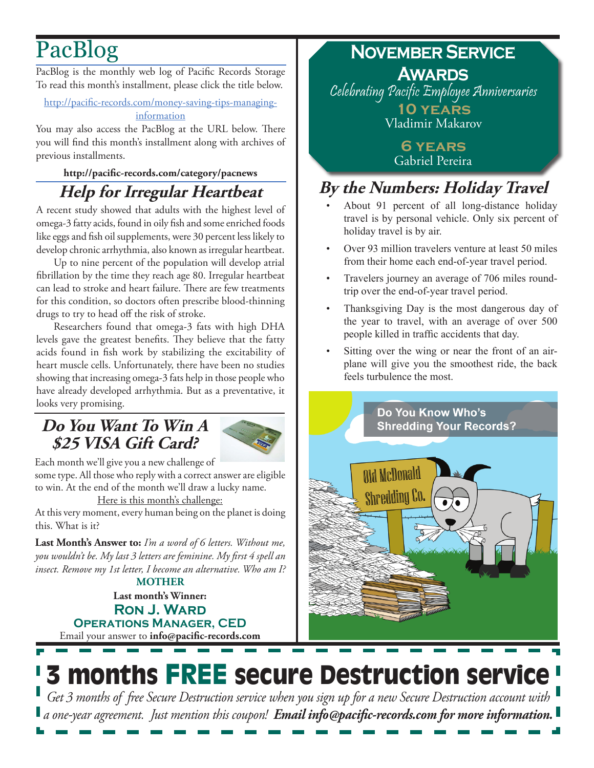# PacBlog

PacBlog is the monthly web log of Pacific Records Storage To read this month's installment, please click the title below.

http://pacific-records.com/money-saving-tips-managing-information

You may also access the PacBlog at the URL below. There you will find this month's installment along with archives of previous installments.

**http://pacific-records.com/category/pacnews**

## *Help for Irregular Heartbeat*

A recent study showed that adults with the highest level of omega-3 fatty acids, found in oily fish and some enriched foods like eggs and fish oil supplements, were 30 percent less likely to develop chronic arrhythmia, also known as irregular heartbeat.

Up to nine percent of the population will develop atrial fibrillation by the time they reach age 80. Irregular heartbeat can lead to stroke and heart failure. There are few treatments for this condition, so doctors often prescribe blood-thinning drugs to try to head off the risk of stroke.

Researchers found that omega-3 fats with high DHA levels gave the greatest benefits. They believe that the fatty acids found in fish work by stabilizing the excitability of heart muscle cells. Unfortunately, there have been no studies showing that increasing omega-3 fats help in those people who have already developed arrhythmia. But as a preventative, it looks very promising.

## *Do You Want To Win A $25 VISA Gift Card?*

Each month we'll give you a new challenge of some type. All those who reply with a correct answer are eligible to win. At the end of the month we'll draw a lucky name.

Here is this month's challenge:

At this very moment, every human being on the planet is doing this. What is it?

**Last Month's Answer to:** *I'm a word of 6 letters. Without me, you wouldn't be. My last 3 letters are feminine. My first 4 spell an insect. Remove my 1st letter, I become an alternative. Who am I?*

**MOTHER**

**Last month's Winner:**

**Ron J. Ward**
**Operations Manager, CED**

Email your answer to **info@pacific-records.com**

## November Service Awards

*Celebrating Pacific Employee Anniversaries*

**10 years**
Vladimir Makarov

**6 years**
Gabriel Pereira

## *By the Numbers: Holiday Travel*

- About 91 percent of all long-distance holiday travel is by personal vehicle. Only six percent of holiday travel is by air.
- Over 93 million travelers venture at least 50 miles from their home each end-of-year travel period.
- Travelers journey an average of 706 miles round-trip over the end-of-year travel period.
- Thanksgiving Day is the most dangerous day of the year to travel, with an average of over 500 people killed in traffic accidents that day.
- Sitting over the wing or near the front of an airplane will give you the smoothest ride, the back feels turbulence the most.

Do You Know Who's Shredding Your Records?

Old McDonald Shredding Co.

# 3 months FREE secure Destruction service

*Get 3 months of free Secure Destruction service when you sign up for a new Secure Destruction account with a one-year agreement. Just mention this coupon!* ***Email info@pacific-records.com for more information.***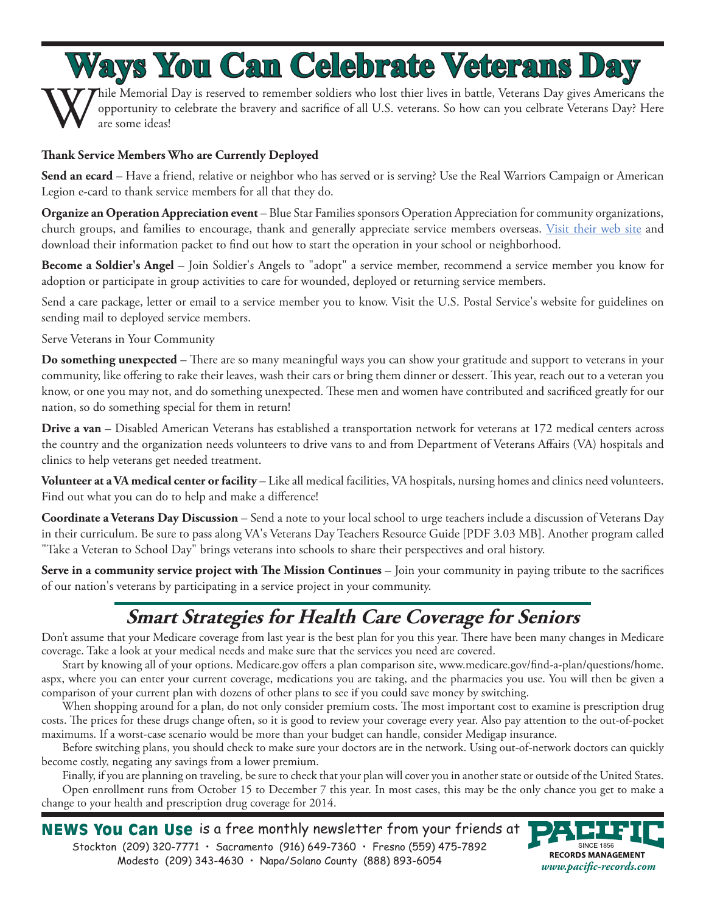# Ways You Can Celebrate Veterans Day

While Memorial Day is reserved to remember soldiers who lost thier lives in battle, Veterans Day gives Americans the opportunity to celebrate the bravery and sacrifice of all U.S. veterans. So how can you celbrate Veterans Day? Here are some ideas!

**Thank Service Members Who are Currently Deployed**

**Send an ecard** – Have a friend, relative or neighbor who has served or is serving? Use the Real Warriors Campaign or American Legion e-card to thank service members for all that they do.

**Organize an Operation Appreciation event** – Blue Star Families sponsors Operation Appreciation for community organizations, church groups, and families to encourage, thank and generally appreciate service members overseas. Visit their web site and download their information packet to find out how to start the operation in your school or neighborhood.

**Become a Soldier's Angel** – Join Soldier's Angels to "adopt" a service member, recommend a service member you know for adoption or participate in group activities to care for wounded, deployed or returning service members.

Send a care package, letter or email to a service member you to know. Visit the U.S. Postal Service's website for guidelines on sending mail to deployed service members.

Serve Veterans in Your Community

**Do something unexpected** – There are so many meaningful ways you can show your gratitude and support to veterans in your community, like offering to rake their leaves, wash their cars or bring them dinner or dessert. This year, reach out to a veteran you know, or one you may not, and do something unexpected. These men and women have contributed and sacrificed greatly for our nation, so do something special for them in return!

**Drive a van** – Disabled American Veterans has established a transportation network for veterans at 172 medical centers across the country and the organization needs volunteers to drive vans to and from Department of Veterans Affairs (VA) hospitals and clinics to help veterans get needed treatment.

**Volunteer at a VA medical center or facility** – Like all medical facilities, VA hospitals, nursing homes and clinics need volunteers. Find out what you can do to help and make a difference!

**Coordinate a Veterans Day Discussion** – Send a note to your local school to urge teachers include a discussion of Veterans Day in their curriculum. Be sure to pass along VA's Veterans Day Teachers Resource Guide [PDF 3.03 MB]. Another program called "Take a Veteran to School Day" brings veterans into schools to share their perspectives and oral history.

**Serve in a community service project with The Mission Continues** – Join your community in paying tribute to the sacrifices of our nation's veterans by participating in a service project in your community.

## *Smart Strategies for Health Care Coverage for Seniors*

Don't assume that your Medicare coverage from last year is the best plan for you this year. There have been many changes in Medicare coverage. Take a look at your medical needs and make sure that the services you need are covered.

Start by knowing all of your options. Medicare.gov offers a plan comparison site, www.medicare.gov/find-a-plan/questions/home.aspx, where you can enter your current coverage, medications you are taking, and the pharmacies you use. You will then be given a comparison of your current plan with dozens of other plans to see if you could save money by switching.

When shopping around for a plan, do not only consider premium costs. The most important cost to examine is prescription drug costs. The prices for these drugs change often, so it is good to review your coverage every year. Also pay attention to the out-of-pocket maximums. If a worst-case scenario would be more than your budget can handle, consider Medigap insurance.

Before switching plans, you should check to make sure your doctors are in the network. Using out-of-network doctors can quickly become costly, negating any savings from a lower premium.

Finally, if you are planning on traveling, be sure to check that your plan will cover you in another state or outside of the United States.

Open enrollment runs from October 15 to December 7 this year. In most cases, this may be the only chance you get to make a change to your health and prescription drug coverage for 2014.

**NEWS You Can Use** is a free monthly newsletter from your friends at PACIFIC RECORDS MANAGEMENT (SINCE 1856)

Stockton (209) 320-7771 • Sacramento (916) 649-7360 • Fresno (559) 475-7892
Modesto (209) 343-4630 • Napa/Solano County (888) 893-6054

*www.pacific-records.com*